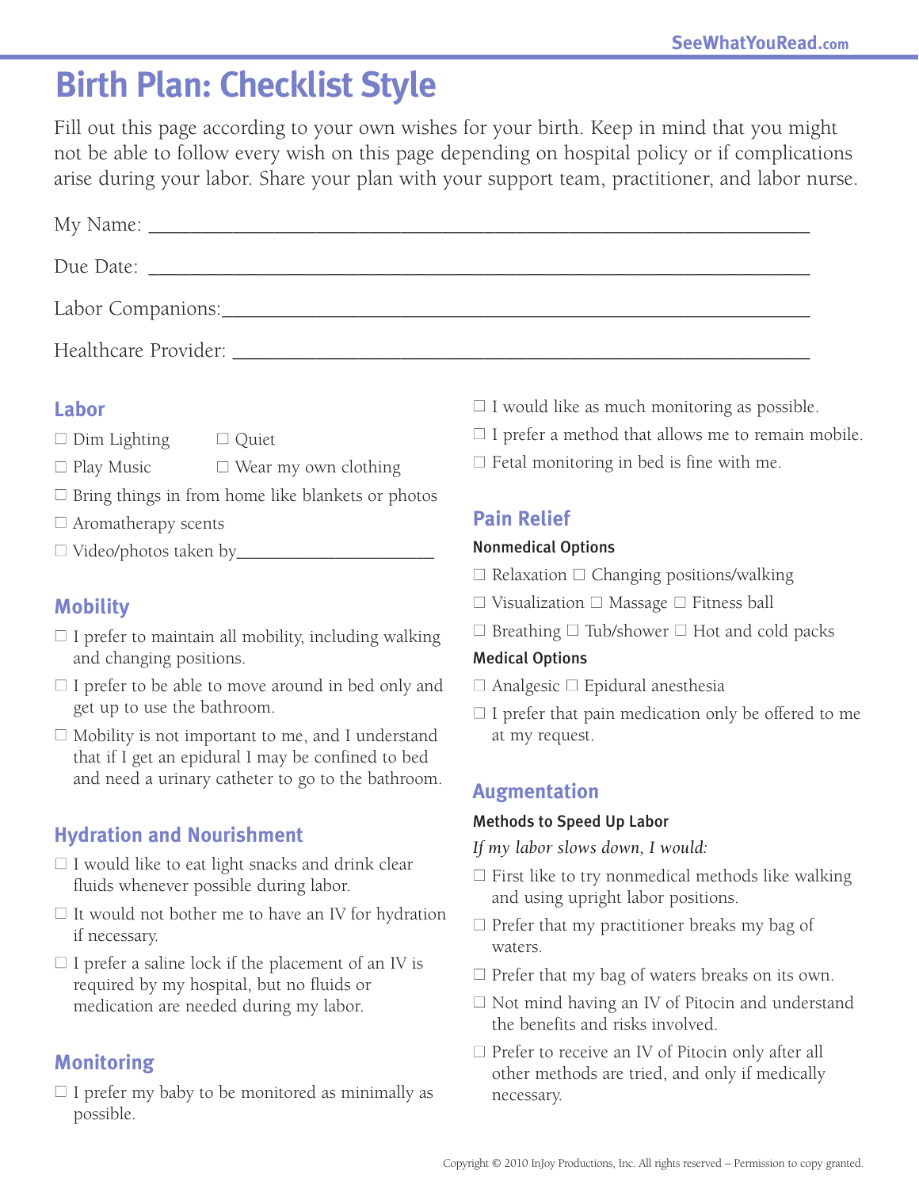# Birth Plan: Checklist Style

Fill out this page according to your own wishes for your birth. Keep in mind that you might not be able to follow every wish on this page depending on hospital policy or if complications arise during your labor. Share your plan with your support team, practitioner, and labor nurse.

My Name: ______________________________________________

Due Date: ______________________________________________

Labor Companions: ______________________________________

Healthcare Provider: _____________________________________

## Labor

- ☐ Dim Lighting
- ☐ Quiet
- ☐ Play Music
- ☐ Wear my own clothing
- ☐ Bring things in from home like blankets or photos
- ☐ Aromatherapy scents
- ☐ Video/photos taken by______________________

## Mobility

- ☐ I prefer to maintain all mobility, including walking and changing positions.
- ☐ I prefer to be able to move around in bed only and get up to use the bathroom.
- ☐ Mobility is not important to me, and I understand that if I get an epidural I may be confined to bed and need a urinary catheter to go to the bathroom.

## Hydration and Nourishment

- ☐ I would like to eat light snacks and drink clear fluids whenever possible during labor.
- ☐ It would not bother me to have an IV for hydration if necessary.
- ☐ I prefer a saline lock if the placement of an IV is required by my hospital, but no fluids or medication are needed during my labor.

## Monitoring

- ☐ I prefer my baby to be monitored as minimally as possible.
- ☐ I would like as much monitoring as possible.
- ☐ I prefer a method that allows me to remain mobile.
- ☐ Fetal monitoring in bed is fine with me.

## Pain Relief

### Nonmedical Options

- ☐ Relaxation ☐ Changing positions/walking
- ☐ Visualization ☐ Massage ☐ Fitness ball
- ☐ Breathing ☐ Tub/shower ☐ Hot and cold packs

### Medical Options

- ☐ Analgesic ☐ Epidural anesthesia
- ☐ I prefer that pain medication only be offered to me at my request.

## Augmentation

### Methods to Speed Up Labor

*If my labor slows down, I would:*

- ☐ First like to try nonmedical methods like walking and using upright labor positions.
- ☐ Prefer that my practitioner breaks my bag of waters.
- ☐ Prefer that my bag of waters breaks on its own.
- ☐ Not mind having an IV of Pitocin and understand the benefits and risks involved.
- ☐ Prefer to receive an IV of Pitocin only after all other methods are tried, and only if medically necessary.

Copyright © 2010 InJoy Productions, Inc. All rights reserved – Permission to copy granted.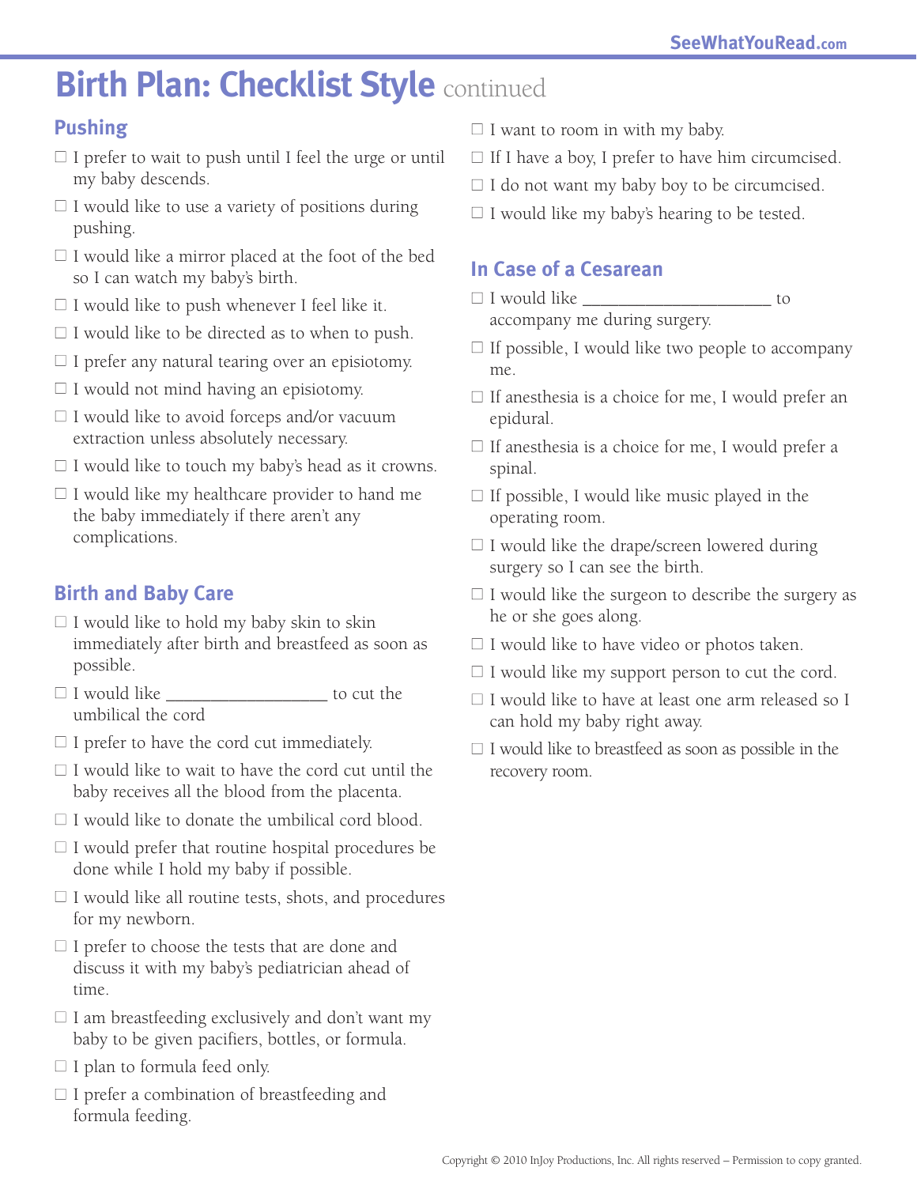# Birth Plan: Checklist Style continued

## Pushing

- ☐ I prefer to wait to push until I feel the urge or until my baby descends.
- ☐ I would like to use a variety of positions during pushing.
- ☐ I would like a mirror placed at the foot of the bed so I can watch my baby's birth.
- ☐ I would like to push whenever I feel like it.
- ☐ I would like to be directed as to when to push.
- ☐ I prefer any natural tearing over an episiotomy.
- ☐ I would not mind having an episiotomy.
- ☐ I would like to avoid forceps and/or vacuum extraction unless absolutely necessary.
- ☐ I would like to touch my baby's head as it crowns.
- ☐ I would like my healthcare provider to hand me the baby immediately if there aren't any complications.

## Birth and Baby Care

- ☐ I would like to hold my baby skin to skin immediately after birth and breastfeed as soon as possible.
- ☐ I would like ____________________ to cut the umbilical the cord
- ☐ I prefer to have the cord cut immediately.
- ☐ I would like to wait to have the cord cut until the baby receives all the blood from the placenta.
- ☐ I would like to donate the umbilical cord blood.
- ☐ I would prefer that routine hospital procedures be done while I hold my baby if possible.
- ☐ I would like all routine tests, shots, and procedures for my newborn.
- ☐ I prefer to choose the tests that are done and discuss it with my baby's pediatrician ahead of time.
- ☐ I am breastfeeding exclusively and don't want my baby to be given pacifiers, bottles, or formula.
- ☐ I plan to formula feed only.
- ☐ I prefer a combination of breastfeeding and formula feeding.
- ☐ I want to room in with my baby.
- ☐ If I have a boy, I prefer to have him circumcised.
- ☐ I do not want my baby boy to be circumcised.
- ☐ I would like my baby's hearing to be tested.

## In Case of a Cesarean

- ☐ I would like ______________________ to accompany me during surgery.
- ☐ If possible, I would like two people to accompany me.
- ☐ If anesthesia is a choice for me, I would prefer an epidural.
- ☐ If anesthesia is a choice for me, I would prefer a spinal.
- ☐ If possible, I would like music played in the operating room.
- ☐ I would like the drape/screen lowered during surgery so I can see the birth.
- ☐ I would like the surgeon to describe the surgery as he or she goes along.
- ☐ I would like to have video or photos taken.
- ☐ I would like my support person to cut the cord.
- ☐ I would like to have at least one arm released so I can hold my baby right away.
- ☐ I would like to breastfeed as soon as possible in the recovery room.

Copyright © 2010 InJoy Productions, Inc. All rights reserved – Permission to copy granted.